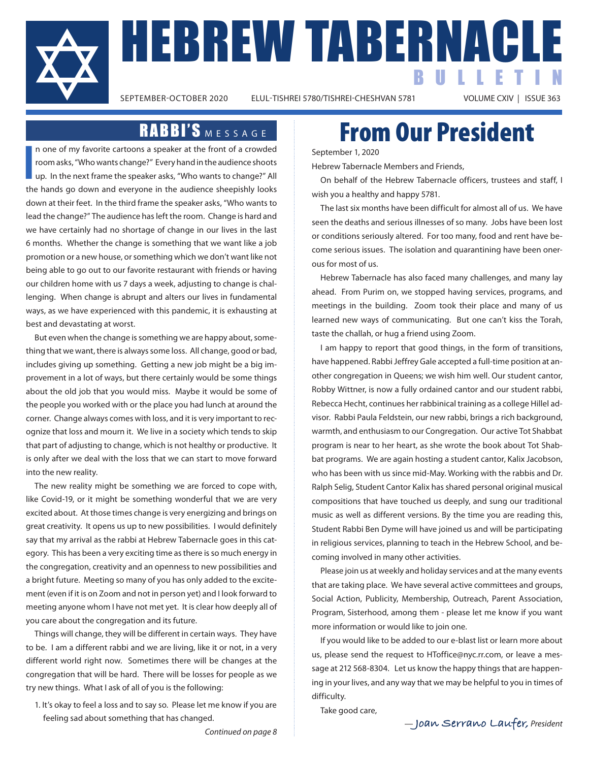# HEBREW TABERNACLE BULLETIN

SEPTEMBER-OCTOBER 2020 ELUL-TISHREI 5780/TISHREI-CHESHVAN 5781 VOLUME CXIV | ISSUE 363

## RABBI'S MESSAGE

In one of my favorite cartoons a speaker at the front of a crowded room asks, "Who wants change?" Every hand in the audience shoots up. In the next frame the speaker asks, "Who wants to change?" All the hands go down and everyone in the audience sheepishly looks down at their feet. In the third frame the speaker asks, "Who wants to lead the change?" The audience has left the room. Change is hard and we have certainly had no shortage of change in our lives in the last 6 months. Whether the change is something that we want like a job promotion or a new house, or something which we don't want like not being able to go out to our favorite restaurant with friends or having our children home with us 7 days a week, adjusting to change is challenging. When change is abrupt and alters our lives in fundamental ways, as we have experienced with this pandemic, it is exhausting at best and devastating at worst.

But even when the change is something we are happy about, something that we want, there is always some loss. All change, good or bad, includes giving up something. Getting a new job might be a big improvement in a lot of ways, but there certainly would be some things about the old job that you would miss. Maybe it would be some of the people you worked with or the place you had lunch at around the corner. Change always comes with loss, and it is very important to recognize that loss and mourn it. We live in a society which tends to skip that part of adjusting to change, which is not healthy or productive. It is only after we deal with the loss that we can start to move forward into the new reality.

The new reality might be something we are forced to cope with, like Covid-19, or it might be something wonderful that we are very excited about. At those times change is very energizing and brings on great creativity. It opens us up to new possibilities. I would definitely say that my arrival as the rabbi at Hebrew Tabernacle goes in this category. This has been a very exciting time as there is so much energy in the congregation, creativity and an openness to new possibilities and a bright future. Meeting so many of you has only added to the excitement (even if it is on Zoom and not in person yet) and I look forward to meeting anyone whom I have not met yet. It is clear how deeply all of you care about the congregation and its future.

Things will change, they will be different in certain ways. They have to be. I am a different rabbi and we are living, like it or not, in a very different world right now. Sometimes there will be changes at the congregation that will be hard. There will be losses for people as we try new things. What I ask of all of you is the following:

1. It's okay to feel a loss and to say so. Please let me know if you are feeling sad about something that has changed.

*Continued on page 8*

## From Our President

September 1, 2020

Hebrew Tabernacle Members and Friends,

On behalf of the Hebrew Tabernacle officers, trustees and staff, I wish you a healthy and happy 5781.

The last six months have been difficult for almost all of us. We have seen the deaths and serious illnesses of so many. Jobs have been lost or conditions seriously altered. For too many, food and rent have become serious issues. The isolation and quarantining have been onerous for most of us.

Hebrew Tabernacle has also faced many challenges, and many lay ahead. From Purim on, we stopped having services, programs, and meetings in the building. Zoom took their place and many of us learned new ways of communicating. But one can't kiss the Torah, taste the challah, or hug a friend using Zoom.

I am happy to report that good things, in the form of transitions, have happened. Rabbi Jeffrey Gale accepted a full-time position at another congregation in Queens; we wish him well. Our student cantor, Robby Wittner, is now a fully ordained cantor and our student rabbi, Rebecca Hecht, continues her rabbinical training as a college Hillel advisor. Rabbi Paula Feldstein, our new rabbi, brings a rich background, warmth, and enthusiasm to our Congregation. Our active Tot Shabbat program is near to her heart, as she wrote the book about Tot Shabbat programs. We are again hosting a student cantor, Kalix Jacobson, who has been with us since mid-May. Working with the rabbis and Dr. Ralph Selig, Student Cantor Kalix has shared personal original musical compositions that have touched us deeply, and sung our traditional music as well as different versions. By the time you are reading this, Student Rabbi Ben Dyme will have joined us and will be participating in religious services, planning to teach in the Hebrew School, and becoming involved in many other activities.

Please join us at weekly and holiday services and at the many events that are taking place. We have several active committees and groups, Social Action, Publicity, Membership, Outreach, Parent Association, Program, Sisterhood, among them - please let me know if you want more information or would like to join one.

If you would like to be added to our e-blast list or learn more about us, please send the request to HToffice@nyc.rr.com, or leave a message at 212 568-8304. Let us know the happy things that are happening in your lives, and any way that we may be helpful to you in times of difficulty.

Take good care,

*—Joan Serrano Laufer, President*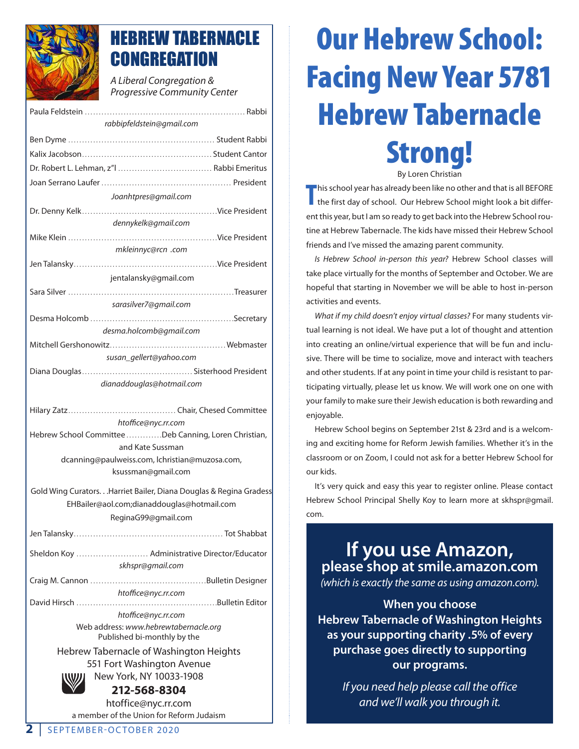# HEBREW TABERNACLE CONGREGATION

*A Liberal Congregation & Progressive Community Center*

Paula Feldstein ........ Rabbi
*rabbipfeldstein@gmail.com*

Ben Dyme ........ Student Rabbi

Kalix Jacobson ........ Student Cantor

Dr. Robert L. Lehman, z"l ........ Rabbi Emeritus

Joan Serrano Laufer ........ President
*Joanhtpres@gmail.com*

Dr. Denny Kelk ........ Vice President
*dennykelk@gmail.com*

Mike Klein ........ Vice President
*mkleinnyc@rcn .com*

Jen Talansky ........ Vice President
jentalansky@gmail.com

Sara Silver ........ Treasurer
*sarasilver7@gmail.com*

Desma Holcomb ........ Secretary
*desma.holcomb@gmail.com*

Mitchell Gershonowitz ........ Webmaster
*susan_gellert@yahoo.com*

Diana Douglas ........ Sisterhood President
*dianaddouglas@hotmail.com*

Hilary Zatz ........ Chair, Chesed Committee
*htoffice@nyc.rr.com*

Hebrew School Committee ........ Deb Canning, Loren Christian, and Kate Sussman
dcanning@paulweiss.com, lchristian@muzosa.com, ksussman@gmail.com

Gold Wing Curators. . .Harriet Bailer, Diana Douglas & Regina Gradess
EHBailer@aol.com;dianaddouglas@hotmail.com
ReginaG99@gmail.com

Jen Talansky ........ Tot Shabbat

Sheldon Koy ........ Administrative Director/Educator
*skhspr@gmail.com*

Craig M. Cannon ........ Bulletin Designer
*htoffice@nyc.rr.com*

David Hirsch ........ Bulletin Editor
*htoffice@nyc.rr.com*

Web address: *www.hebrewtabernacle.org*
Published bi-monthly by the

Hebrew Tabernacle of Washington Heights
551 Fort Washington Avenue
New York, NY 10033-1908
**212-568-8304**
htoffice@nyc.rr.com
a member of the Union for Reform Judaism

# Our Hebrew School: Facing New Year 5781 Hebrew Tabernacle Strong!

By Loren Christian

This school year has already been like no other and that is all BEFORE the first day of school. Our Hebrew School might look a bit different this year, but I am so ready to get back into the Hebrew School routine at Hebrew Tabernacle. The kids have missed their Hebrew School friends and I've missed the amazing parent community.

*Is Hebrew School in-person this year?* Hebrew School classes will take place virtually for the months of September and October. We are hopeful that starting in November we will be able to host in-person activities and events.

*What if my child doesn't enjoy virtual classes?* For many students virtual learning is not ideal. We have put a lot of thought and attention into creating an online/virtual experience that will be fun and inclusive. There will be time to socialize, move and interact with teachers and other students. If at any point in time your child is resistant to participating virtually, please let us know. We will work one on one with your family to make sure their Jewish education is both rewarding and enjoyable.

Hebrew School begins on September 21st & 23rd and is a welcoming and exciting home for Reform Jewish families. Whether it's in the classroom or on Zoom, I could not ask for a better Hebrew School for our kids.

It's very quick and easy this year to register online. Please contact Hebrew School Principal Shelly Koy to learn more at skhspr@gmail.com.

## If you use Amazon, please shop at smile.amazon.com

*(which is exactly the same as using amazon.com).*

**When you choose Hebrew Tabernacle of Washington Heights as your supporting charity .5% of every purchase goes directly to supporting our programs.**

*If you need help please call the office and we'll walk you through it.*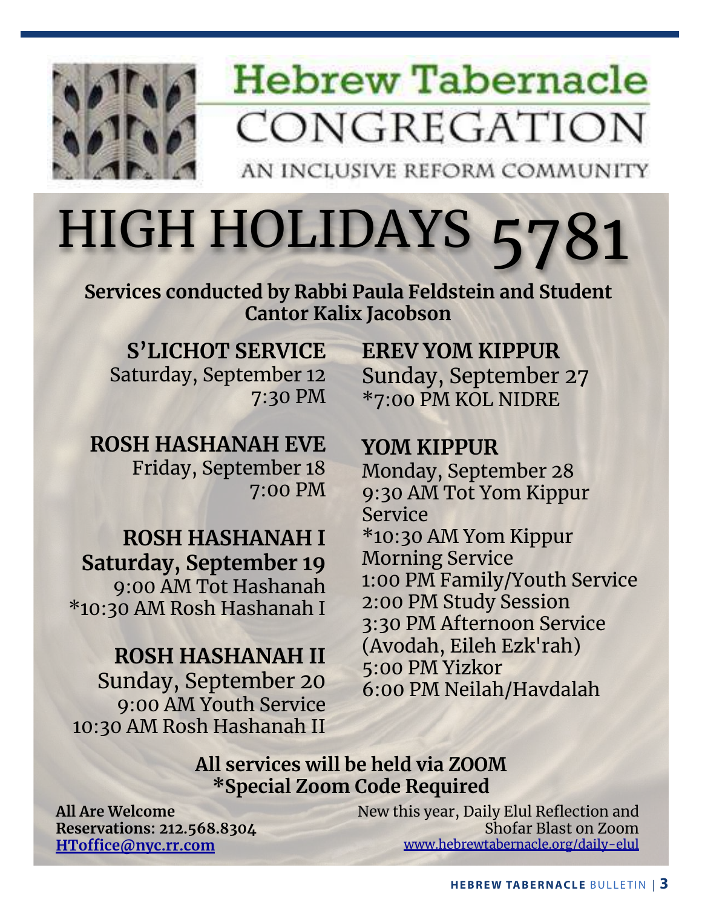# Hebrew Tabernacle CONGREGATION

AN INCLUSIVE REFORM COMMUNITY

# HIGH HOLIDAYS 5781

**Services conducted by Rabbi Paula Feldstein and Student Cantor Kalix Jacobson**

## S'LICHOT SERVICE
Saturday, September 12
7:30 PM

## ROSH HASHANAH EVE
Friday, September 18
7:00 PM

## ROSH HASHANAH I
**Saturday, September 19**
9:00 AM Tot Hashanah
*10:30 AM Rosh Hashanah I

## ROSH HASHANAH II
Sunday, September 20
9:00 AM Youth Service
10:30 AM Rosh Hashanah II

## EREV YOM KIPPUR
Sunday, September 27
*7:00 PM KOL NIDRE

## YOM KIPPUR
Monday, September 28
9:30 AM Tot Yom Kippur Service
*10:30 AM Yom Kippur Morning Service
1:00 PM Family/Youth Service
2:00 PM Study Session
3:30 PM Afternoon Service (Avodah, Eileh Ezk'rah)
5:00 PM Yizkor
6:00 PM Neilah/Havdalah

**All services will be held via ZOOM**
***Special Zoom Code Required**

**All Are Welcome**
**Reservations: 212.568.8304**
**HToffice@nyc.rr.com**

New this year, Daily Elul Reflection and Shofar Blast on Zoom
www.hebrewtabernacle.org/daily-elul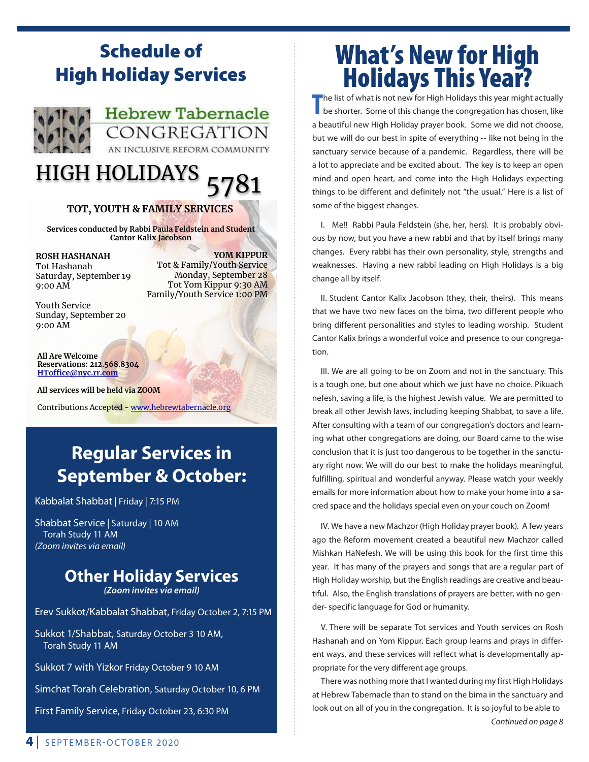# Schedule of High Holiday Services

**Hebrew Tabernacle CONGREGATION**

AN INCLUSIVE REFORM COMMUNITY

## HIGH HOLIDAYS 5781

### TOT, YOUTH & FAMILY SERVICES

**Services conducted by Rabbi Paula Feldstein and Student Cantor Kalix Jacobson**

**ROSH HASHANAH**
Tot Hashanah
Saturday, September 19
9:00 AM

Youth Service
Sunday, September 20
9:00 AM

**YOM KIPPUR**
Tot & Family/Youth Service
Monday, September 28
Tot Yom Kippur 9:30 AM
Family/Youth Service 1:00 PM

**All Are Welcome**
**Reservations: 212.568.8304**
**HToffice@nyc.rr.com**

**All services will be held via ZOOM**

Contributions Accepted - www.hebrewtabernacle.org

## Regular Services in September & October:

Kabbalat Shabbat | Friday | 7:15 PM

Shabbat Service | Saturday | 10 AM
Torah Study 11 AM
*(Zoom invites via email)*

## Other Holiday Services

*(Zoom invites via email)*

Erev Sukkot/Kabbalat Shabbat, Friday October 2, 7:15 PM

Sukkot 1/Shabbat, Saturday October 3 10 AM,
Torah Study 11 AM

Sukkot 7 with Yizkor Friday October 9 10 AM

Simchat Torah Celebration, Saturday October 10, 6 PM

First Family Service, Friday October 23, 6:30 PM

# What's New for High Holidays This Year?

The list of what is not new for High Holidays this year might actually be shorter. Some of this change the congregation has chosen, like a beautiful new High Holiday prayer book. Some we did not choose, but we will do our best in spite of everything -- like not being in the sanctuary service because of a pandemic. Regardless, there will be a lot to appreciate and be excited about. The key is to keep an open mind and open heart, and come into the High Holidays expecting things to be different and definitely not "the usual." Here is a list of some of the biggest changes.

I. Me!! Rabbi Paula Feldstein (she, her, hers). It is probably obvious by now, but you have a new rabbi and that by itself brings many changes. Every rabbi has their own personality, style, strengths and weaknesses. Having a new rabbi leading on High Holidays is a big change all by itself.

II. Student Cantor Kalix Jacobson (they, their, theirs). This means that we have two new faces on the bima, two different people who bring different personalities and styles to leading worship. Student Cantor Kalix brings a wonderful voice and presence to our congregation.

III. We are all going to be on Zoom and not in the sanctuary. This is a tough one, but one about which we just have no choice. Pikuach nefesh, saving a life, is the highest Jewish value. We are permitted to break all other Jewish laws, including keeping Shabbat, to save a life. After consulting with a team of our congregation's doctors and learning what other congregations are doing, our Board came to the wise conclusion that it is just too dangerous to be together in the sanctuary right now. We will do our best to make the holidays meaningful, fulfilling, spiritual and wonderful anyway. Please watch your weekly emails for more information about how to make your home into a sacred space and the holidays special even on your couch on Zoom!

IV. We have a new Machzor (High Holiday prayer book). A few years ago the Reform movement created a beautiful new Machzor called Mishkan HaNefesh. We will be using this book for the first time this year. It has many of the prayers and songs that are a regular part of High Holiday worship, but the English readings are creative and beautiful. Also, the English translations of prayers are better, with no gender- specific language for God or humanity.

V. There will be separate Tot services and Youth services on Rosh Hashanah and on Yom Kippur. Each group learns and prays in different ways, and these services will reflect what is developmentally appropriate for the very different age groups.

There was nothing more that I wanted during my first High Holidays at Hebrew Tabernacle than to stand on the bima in the sanctuary and look out on all of you in the congregation. It is so joyful to be able to

*Continued on page 8*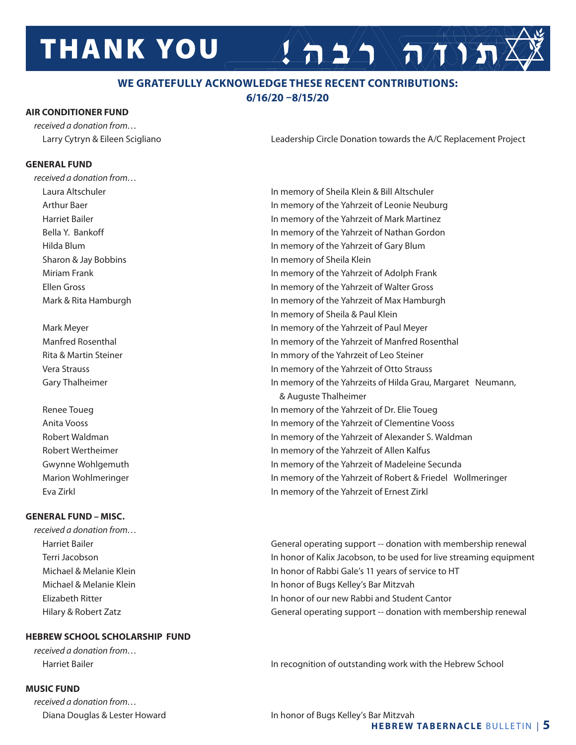# THANK YOU תודה רבה!

**WE GRATEFULLY ACKNOWLEDGE THESE RECENT CONTRIBUTIONS: 6/16/20 –8/15/20**

**AIR CONDITIONER FUND**

*received a donation from…*

Larry Cytryn & Eileen Scigliano — Leadership Circle Donation towards the A/C Replacement Project

**GENERAL FUND**

*received a donation from…*

| Donor | Dedication |
|---|---|
| Laura Altschuler | In memory of Sheila Klein & Bill Altschuler |
| Arthur Baer | In memory of the Yahrzeit of Leonie Neuburg |
| Harriet Bailer | In memory of the Yahrzeit of Mark Martinez |
| Bella Y. Bankoff | In memory of the Yahrzeit of Nathan Gordon |
| Hilda Blum | In memory of the Yahrzeit of Gary Blum |
| Sharon & Jay Bobbins | In memory of Sheila Klein |
| Miriam Frank | In memory of the Yahrzeit of Adolph Frank |
| Ellen Gross | In memory of the Yahrzeit of Walter Gross |
| Mark & Rita Hamburgh | In memory of the Yahrzeit of Max Hamburgh<br>In memory of Sheila & Paul Klein |
| Mark Meyer | In memory of the Yahrzeit of Paul Meyer |
| Manfred Rosenthal | In memory of the Yahrzeit of Manfred Rosenthal |
| Rita & Martin Steiner | In mmory of the Yahrzeit of Leo Steiner |
| Vera Strauss | In memory of the Yahrzeit of Otto Strauss |
| Gary Thalheimer | In memory of the Yahrzeits of Hilda Grau, Margaret Neumann, & Auguste Thalheimer |
| Renee Toueg | In memory of the Yahrzeit of Dr. Elie Toueg |
| Anita Vooss | In memory of the Yahrzeit of Clementine Vooss |
| Robert Waldman | In memory of the Yahrzeit of Alexander S. Waldman |
| Robert Wertheimer | In memory of the Yahrzeit of Allen Kalfus |
| Gwynne Wohlgemuth | In memory of the Yahrzeit of Madeleine Secunda |
| Marion Wohlmeringer | In memory of the Yahrzeit of Robert & Friedel Wollmeringer |
| Eva Zirkl | In memory of the Yahrzeit of Ernest Zirkl |

**GENERAL FUND – MISC.**

*received a donation from…*

| Donor | Dedication |
|---|---|
| Harriet Bailer | General operating support -- donation with membership renewal |
| Terri Jacobson | In honor of Kalix Jacobson, to be used for live streaming equipment |
| Michael & Melanie Klein | In honor of Rabbi Gale's 11 years of service to HT |
| Michael & Melanie Klein | In honor of Bugs Kelley's Bar Mitzvah |
| Elizabeth Ritter | In honor of our new Rabbi and Student Cantor |
| Hilary & Robert Zatz | General operating support -- donation with membership renewal |

**HEBREW SCHOOL SCHOLARSHIP FUND**

*received a donation from…*

Harriet Bailer — In recognition of outstanding work with the Hebrew School

**MUSIC FUND**

*received a donation from…*

Diana Douglas & Lester Howard — In honor of Bugs Kelley's Bar Mitzvah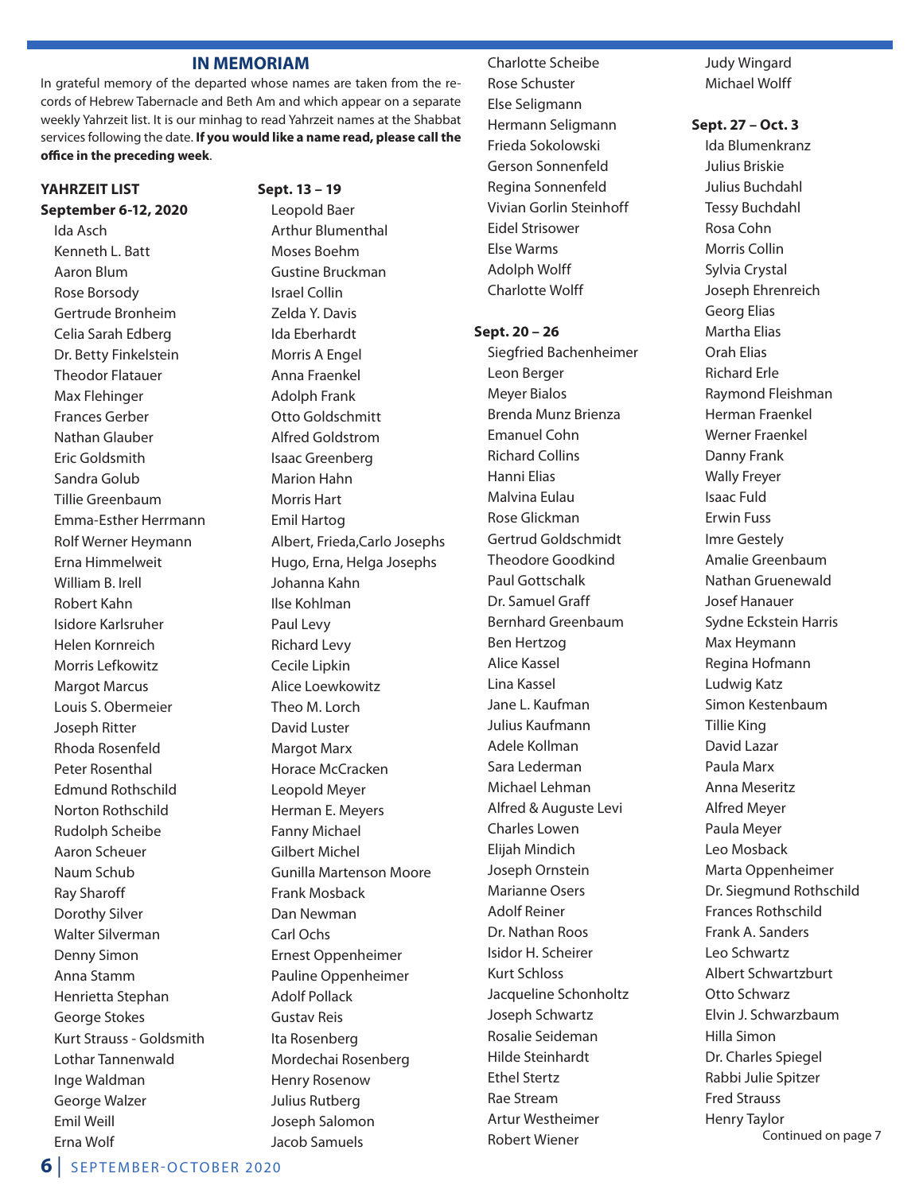## IN MEMORIAM

In grateful memory of the departed whose names are taken from the records of Hebrew Tabernacle and Beth Am and which appear on a separate weekly Yahrzeit list. It is our minhag to read Yahrzeit names at the Shabbat services following the date. **If you would like a name read, please call the office in the preceding week**.

**YAHRZEIT LIST**

**September 6-12, 2020**

Ida Asch
Kenneth L. Batt
Aaron Blum
Rose Borsody
Gertrude Bronheim
Celia Sarah Edberg
Dr. Betty Finkelstein
Theodor Flatauer
Max Flehinger
Frances Gerber
Nathan Glauber
Eric Goldsmith
Sandra Golub
Tillie Greenbaum
Emma-Esther Herrmann
Rolf Werner Heymann
Erna Himmelweit
William B. Irell
Robert Kahn
Isidore Karlsruher
Helen Kornreich
Morris Lefkowitz
Margot Marcus
Louis S. Obermeier
Joseph Ritter
Rhoda Rosenfeld
Peter Rosenthal
Edmund Rothschild
Norton Rothschild
Rudolph Scheibe
Aaron Scheuer
Naum Schub
Ray Sharoff
Dorothy Silver
Walter Silverman
Denny Simon
Anna Stamm
Henrietta Stephan
George Stokes
Kurt Strauss - Goldsmith
Lothar Tannenwald
Inge Waldman
George Walzer
Emil Weill
Erna Wolf

**Sept. 13 – 19**

Leopold Baer
Arthur Blumenthal
Moses Boehm
Gustine Bruckman
Israel Collin
Zelda Y. Davis
Ida Eberhardt
Morris A Engel
Anna Fraenkel
Adolph Frank
Otto Goldschmitt
Alfred Goldstrom
Isaac Greenberg
Marion Hahn
Morris Hart
Emil Hartog
Albert, Frieda,Carlo Josephs
Hugo, Erna, Helga Josephs
Johanna Kahn
Ilse Kohlman
Paul Levy
Richard Levy
Cecile Lipkin
Alice Loewkowitz
Theo M. Lorch
David Luster
Margot Marx
Horace McCracken
Leopold Meyer
Herman E. Meyers
Fanny Michael
Gilbert Michel
Gunilla Martenson Moore
Frank Mosback
Dan Newman
Carl Ochs
Ernest Oppenheimer
Pauline Oppenheimer
Adolf Pollack
Gustav Reis
Ita Rosenberg
Mordechai Rosenberg
Henry Rosenow
Julius Rutberg
Joseph Salomon
Jacob Samuels
Charlotte Scheibe
Rose Schuster
Else Seligmann
Hermann Seligmann
Frieda Sokolowski
Gerson Sonnenfeld
Regina Sonnenfeld
Vivian Gorlin Steinhoff
Eidel Strisower
Else Warms
Adolph Wolff
Charlotte Wolff

**Sept. 20 – 26**

Siegfried Bachenheimer
Leon Berger
Meyer Bialos
Brenda Munz Brienza
Emanuel Cohn
Richard Collins
Hanni Elias
Malvina Eulau
Rose Glickman
Gertrud Goldschmidt
Theodore Goodkind
Paul Gottschalk
Dr. Samuel Graff
Bernhard Greenbaum
Ben Hertzog
Alice Kassel
Lina Kassel
Jane L. Kaufman
Julius Kaufmann
Adele Kollman
Sara Lederman
Michael Lehman
Alfred & Auguste Levi
Charles Lowen
Elijah Mindich
Joseph Ornstein
Marianne Osers
Adolf Reiner
Dr. Nathan Roos
Isidor H. Scheirer
Kurt Schloss
Jacqueline Schonholtz
Joseph Schwartz
Rosalie Seideman
Hilde Steinhardt
Ethel Stertz
Rae Stream
Artur Westheimer
Robert Wiener
Judy Wingard
Michael Wolff

**Sept. 27 – Oct. 3**

Ida Blumenkranz
Julius Briskie
Julius Buchdahl
Tessy Buchdahl
Rosa Cohn
Morris Collin
Sylvia Crystal
Joseph Ehrenreich
Georg Elias
Martha Elias
Orah Elias
Richard Erle
Raymond Fleishman
Herman Fraenkel
Werner Fraenkel
Danny Frank
Wally Freyer
Isaac Fuld
Erwin Fuss
Imre Gestely
Amalie Greenbaum
Nathan Gruenewald
Josef Hanauer
Sydne Eckstein Harris
Max Heymann
Regina Hofmann
Ludwig Katz
Simon Kestenbaum
Tillie King
David Lazar
Paula Marx
Anna Meseritz
Alfred Meyer
Paula Meyer
Leo Mosback
Marta Oppenheimer
Dr. Siegmund Rothschild
Frances Rothschild
Frank A. Sanders
Leo Schwartz
Albert Schwartzburt
Otto Schwarz
Elvin J. Schwarzbaum
Hilla Simon
Dr. Charles Spiegel
Rabbi Julie Spitzer
Fred Strauss
Henry Taylor

Continued on page 7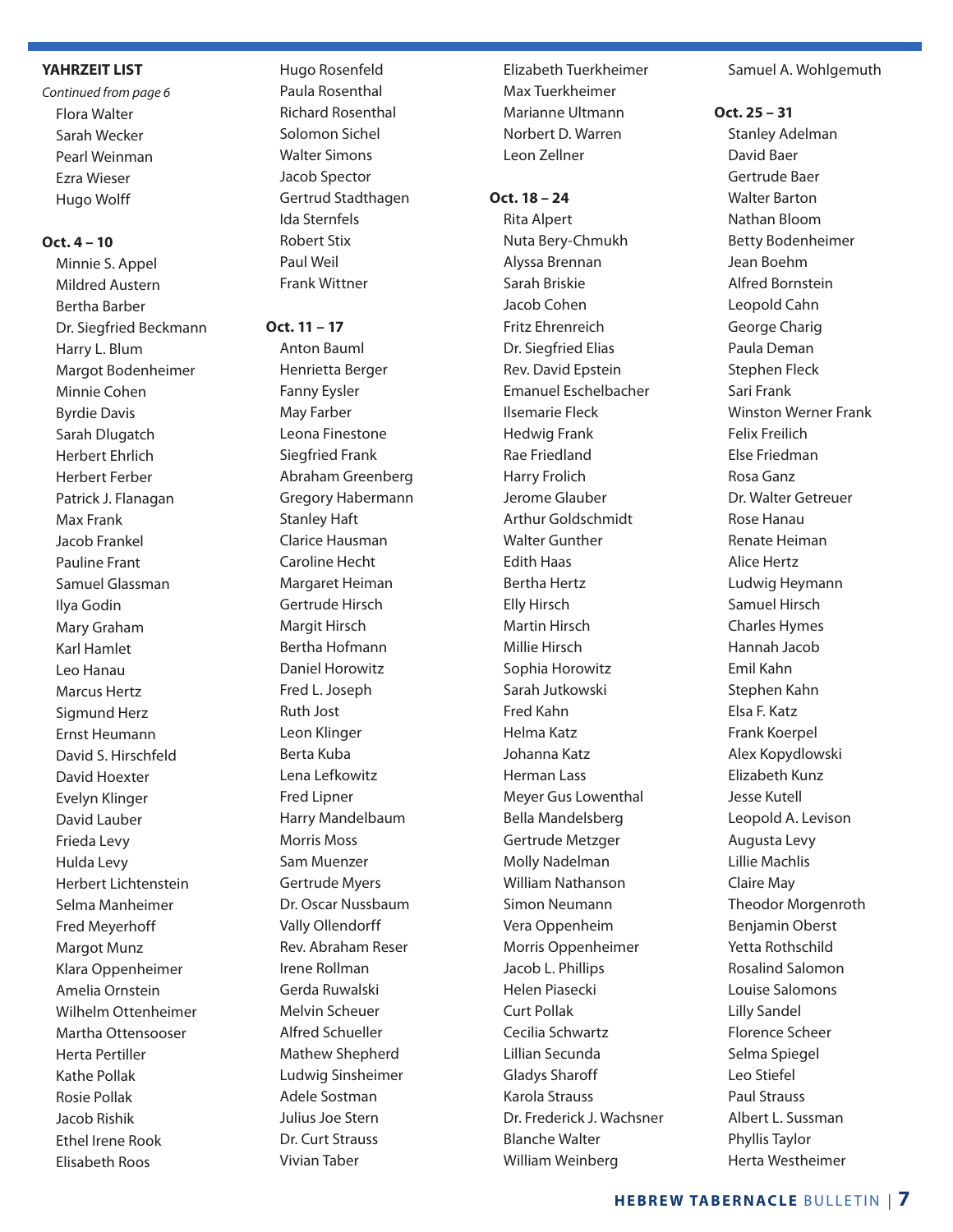**YAHRZEIT LIST**

*Continued from page 6*

Flora Walter
Sarah Wecker
Pearl Weinman
Ezra Wieser
Hugo Wolff

**Oct. 4 – 10**

Minnie S. Appel
Mildred Austern
Bertha Barber
Dr. Siegfried Beckmann
Harry L. Blum
Margot Bodenheimer
Minnie Cohen
Byrdie Davis
Sarah Dlugatch
Herbert Ehrlich
Herbert Ferber
Patrick J. Flanagan
Max Frank
Jacob Frankel
Pauline Frant
Samuel Glassman
Ilya Godin
Mary Graham
Karl Hamlet
Leo Hanau
Marcus Hertz
Sigmund Herz
Ernst Heumann
David S. Hirschfeld
David Hoexter
Evelyn Klinger
David Lauber
Frieda Levy
Hulda Levy
Herbert Lichtenstein
Selma Manheimer
Fred Meyerhoff
Margot Munz
Klara Oppenheimer
Amelia Ornstein
Wilhelm Ottenheimer
Martha Ottensooser
Herta Pertiller
Kathe Pollak
Rosie Pollak
Jacob Rishik
Ethel Irene Rook
Elisabeth Roos
Hugo Rosenfeld
Paula Rosenthal
Richard Rosenthal
Solomon Sichel
Walter Simons
Jacob Spector
Gertrud Stadthagen
Ida Sternfels
Robert Stix
Paul Weil
Frank Wittner

**Oct. 11 – 17**

Anton Bauml
Henrietta Berger
Fanny Eysler
May Farber
Leona Finestone
Siegfried Frank
Abraham Greenberg
Gregory Habermann
Stanley Haft
Clarice Hausman
Caroline Hecht
Margaret Heiman
Gertrude Hirsch
Margit Hirsch
Bertha Hofmann
Daniel Horowitz
Fred L. Joseph
Ruth Jost
Leon Klinger
Berta Kuba
Lena Lefkowitz
Fred Lipner
Harry Mandelbaum
Morris Moss
Sam Muenzer
Gertrude Myers
Dr. Oscar Nussbaum
Vally Ollendorff
Rev. Abraham Reser
Irene Rollman
Gerda Ruwalski
Melvin Scheuer
Alfred Schueller
Mathew Shepherd
Ludwig Sinsheimer
Adele Sostman
Julius Joe Stern
Dr. Curt Strauss
Vivian Taber
Elizabeth Tuerkheimer
Max Tuerkheimer
Marianne Ultmann
Norbert D. Warren
Leon Zellner

**Oct. 18 – 24**

Rita Alpert
Nuta Bery-Chmukh
Alyssa Brennan
Sarah Briskie
Jacob Cohen
Fritz Ehrenreich
Dr. Siegfried Elias
Rev. David Epstein
Emanuel Eschelbacher
Ilsemarie Fleck
Hedwig Frank
Rae Friedland
Harry Frolich
Jerome Glauber
Arthur Goldschmidt
Walter Gunther
Edith Haas
Bertha Hertz
Elly Hirsch
Martin Hirsch
Millie Hirsch
Sophia Horowitz
Sarah Jutkowski
Fred Kahn
Helma Katz
Johanna Katz
Herman Lass
Meyer Gus Lowenthal
Bella Mandelsberg
Gertrude Metzger
Molly Nadelman
William Nathanson
Simon Neumann
Vera Oppenheim
Morris Oppenheimer
Jacob L. Phillips
Helen Piasecki
Curt Pollak
Cecilia Schwartz
Lillian Secunda
Gladys Sharoff
Karola Strauss
Dr. Frederick J. Wachsner
Blanche Walter
William Weinberg
Samuel A. Wohlgemuth

**Oct. 25 – 31**

Stanley Adelman
David Baer
Gertrude Baer
Walter Barton
Nathan Bloom
Betty Bodenheimer
Jean Boehm
Alfred Bornstein
Leopold Cahn
George Charig
Paula Deman
Stephen Fleck
Sari Frank
Winston Werner Frank
Felix Freilich
Else Friedman
Rosa Ganz
Dr. Walter Getreuer
Rose Hanau
Renate Heiman
Alice Hertz
Ludwig Heymann
Samuel Hirsch
Charles Hymes
Hannah Jacob
Emil Kahn
Stephen Kahn
Elsa F. Katz
Frank Koerpel
Alex Kopydlowski
Elizabeth Kunz
Jesse Kutell
Leopold A. Levison
Augusta Levy
Lillie Machlis
Claire May
Theodor Morgenroth
Benjamin Oberst
Yetta Rothschild
Rosalind Salomon
Louise Salomons
Lilly Sandel
Florence Scheer
Selma Spiegel
Leo Stiefel
Paul Strauss
Albert L. Sussman
Phyllis Taylor
Herta Westheimer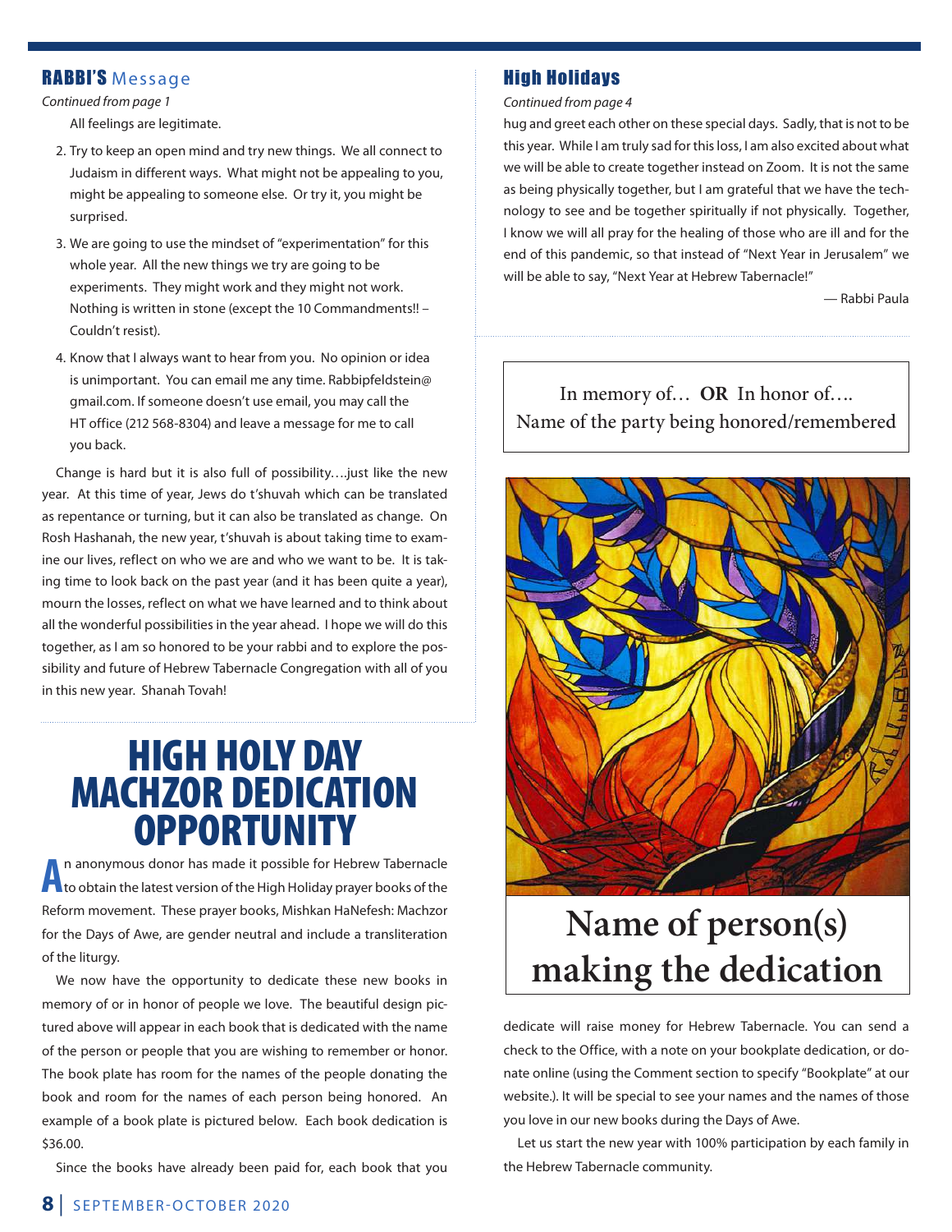## RABBI'S Message

*Continued from page 1*

All feelings are legitimate.

2. Try to keep an open mind and try new things. We all connect to Judaism in different ways. What might not be appealing to you, might be appealing to someone else. Or try it, you might be surprised.
3. We are going to use the mindset of "experimentation" for this whole year. All the new things we try are going to be experiments. They might work and they might not work. Nothing is written in stone (except the 10 Commandments!! – Couldn't resist).
4. Know that I always want to hear from you. No opinion or idea is unimportant. You can email me any time. Rabbipfeldstein@gmail.com. If someone doesn't use email, you may call the HT office (212 568-8304) and leave a message for me to call you back.

Change is hard but it is also full of possibility….just like the new year. At this time of year, Jews do t'shuvah which can be translated as repentance or turning, but it can also be translated as change. On Rosh Hashanah, the new year, t'shuvah is about taking time to examine our lives, reflect on who we are and who we want to be. It is taking time to look back on the past year (and it has been quite a year), mourn the losses, reflect on what we have learned and to think about all the wonderful possibilities in the year ahead. I hope we will do this together, as I am so honored to be your rabbi and to explore the possibility and future of Hebrew Tabernacle Congregation with all of you in this new year. Shanah Tovah!

## High Holidays

*Continued from page 4*

hug and greet each other on these special days. Sadly, that is not to be this year. While I am truly sad for this loss, I am also excited about what we will be able to create together instead on Zoom. It is not the same as being physically together, but I am grateful that we have the technology to see and be together spiritually if not physically. Together, I know we will all pray for the healing of those who are ill and for the end of this pandemic, so that instead of "Next Year in Jerusalem" we will be able to say, "Next Year at Hebrew Tabernacle!"

— Rabbi Paula

# HIGH HOLY DAY MACHZOR DEDICATION OPPORTUNITY

An anonymous donor has made it possible for Hebrew Tabernacle to obtain the latest version of the High Holiday prayer books of the Reform movement. These prayer books, Mishkan HaNefesh: Machzor for the Days of Awe, are gender neutral and include a transliteration of the liturgy.

We now have the opportunity to dedicate these new books in memory of or in honor of people we love. The beautiful design pictured above will appear in each book that is dedicated with the name of the person or people that you are wishing to remember or honor. The book plate has room for the names of the people donating the book and room for the names of each person being honored. An example of a book plate is pictured below. Each book dedication is $36.00.

Since the books have already been paid for, each book that you dedicate will raise money for Hebrew Tabernacle. You can send a check to the Office, with a note on your bookplate dedication, or donate online (using the Comment section to specify "Bookplate" at our website.). It will be special to see your names and the names of those you love in our new books during the Days of Awe.

Let us start the new year with 100% participation by each family in the Hebrew Tabernacle community.

In memory of… **OR** In honor of….
Name of the party being honored/remembered

**Name of person(s) making the dedication**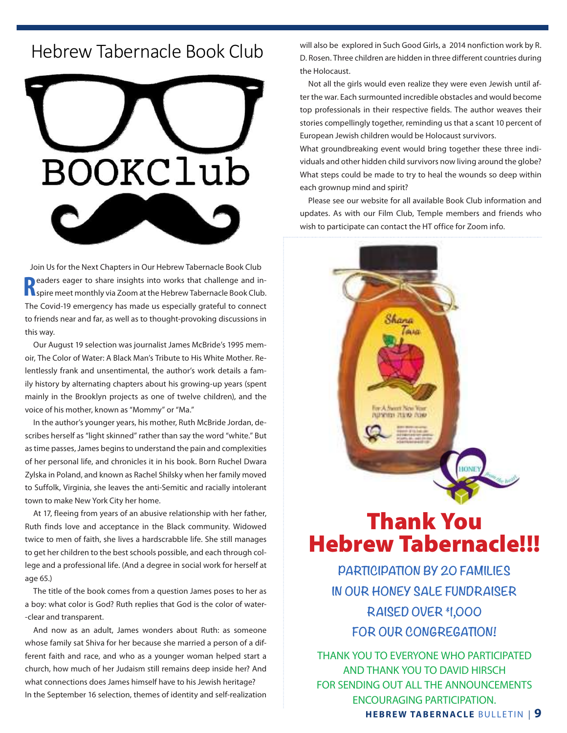# Hebrew Tabernacle Book Club

BOOKClub

Join Us for the Next Chapters in Our Hebrew Tabernacle Book Club

Readers eager to share insights into works that challenge and inspire meet monthly via Zoom at the Hebrew Tabernacle Book Club. The Covid-19 emergency has made us especially grateful to connect to friends near and far, as well as to thought-provoking discussions in this way.

Our August 19 selection was journalist James McBride's 1995 memoir, The Color of Water: A Black Man's Tribute to His White Mother. Relentlessly frank and unsentimental, the author's work details a family history by alternating chapters about his growing-up years (spent mainly in the Brooklyn projects as one of twelve children), and the voice of his mother, known as "Mommy" or "Ma."

In the author's younger years, his mother, Ruth McBride Jordan, describes herself as "light skinned" rather than say the word "white." But as time passes, James begins to understand the pain and complexities of her personal life, and chronicles it in his book. Born Ruchel Dwara Zylska in Poland, and known as Rachel Shilsky when her family moved to Suffolk, Virginia, she leaves the anti-Semitic and racially intolerant town to make New York City her home.

At 17, fleeing from years of an abusive relationship with her father, Ruth finds love and acceptance in the Black community. Widowed twice to men of faith, she lives a hardscrabble life. She still manages to get her children to the best schools possible, and each through college and a professional life. (And a degree in social work for herself at age 65.)

The title of the book comes from a question James poses to her as a boy: what color is God? Ruth replies that God is the color of water--clear and transparent.

And now as an adult, James wonders about Ruth: as someone whose family sat Shiva for her because she married a person of a different faith and race, and who as a younger woman helped start a church, how much of her Judaism still remains deep inside her? And what connections does James himself have to his Jewish heritage?

In the September 16 selection, themes of identity and self-realization will also be explored in Such Good Girls, a 2014 nonfiction work by R. D. Rosen. Three children are hidden in three different countries during the Holocaust.

Not all the girls would even realize they were even Jewish until after the war. Each surmounted incredible obstacles and would become top professionals in their respective fields. The author weaves their stories compellingly together, reminding us that a scant 10 percent of European Jewish children would be Holocaust survivors.

What groundbreaking event would bring together these three individuals and other hidden child survivors now living around the globe? What steps could be made to try to heal the wounds so deep within each grownup mind and spirit?

Please see our website for all available Book Club information and updates. As with our Film Club, Temple members and friends who wish to participate can contact the HT office for Zoom info.

# Thank You Hebrew Tabernacle!!!

PARTICIPATION BY 20 FAMILIES
IN OUR HONEY SALE FUNDRAISER
RAISED OVER $1,000
FOR OUR CONGREGATION!

THANK YOU TO EVERYONE WHO PARTICIPATED
AND THANK YOU TO DAVID HIRSCH
FOR SENDING OUT ALL THE ANNOUNCEMENTS
ENCOURAGING PARTICIPATION.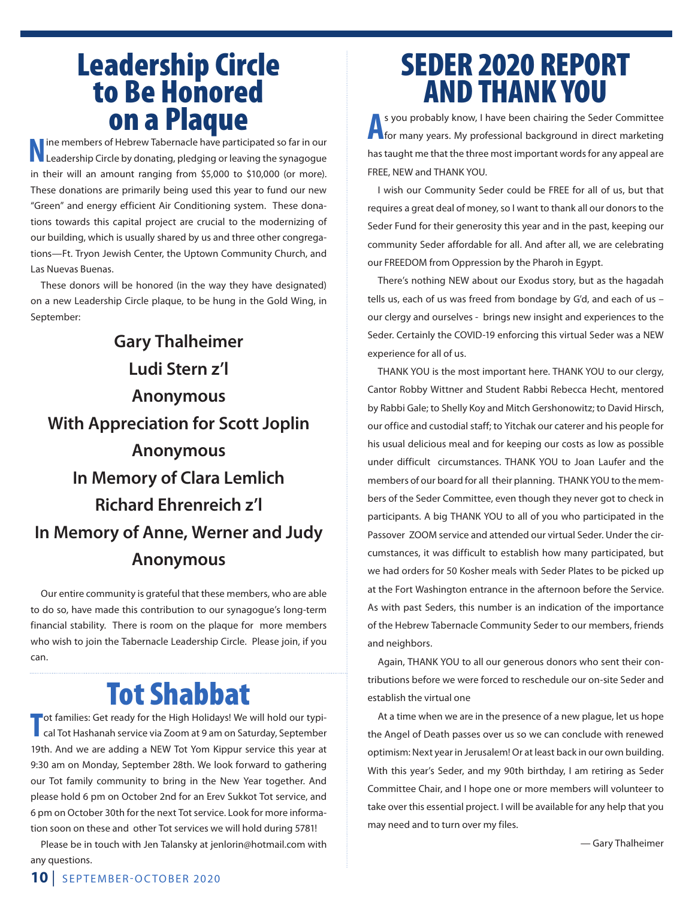# Leadership Circle to Be Honored on a Plaque

Nine members of Hebrew Tabernacle have participated so far in our Leadership Circle by donating, pledging or leaving the synagogue in their will an amount ranging from $5,000 to $10,000 (or more). These donations are primarily being used this year to fund our new "Green" and energy efficient Air Conditioning system. These donations towards this capital project are crucial to the modernizing of our building, which is usually shared by us and three other congregations—Ft. Tryon Jewish Center, the Uptown Community Church, and Las Nuevas Buenas.

These donors will be honored (in the way they have designated) on a new Leadership Circle plaque, to be hung in the Gold Wing, in September:

**Gary Thalheimer**

**Ludi Stern z'l**

**Anonymous**

**With Appreciation for Scott Joplin**

**Anonymous**

**In Memory of Clara Lemlich**

**Richard Ehrenreich z'l**

**In Memory of Anne, Werner and Judy**

**Anonymous**

Our entire community is grateful that these members, who are able to do so, have made this contribution to our synagogue's long-term financial stability. There is room on the plaque for more members who wish to join the Tabernacle Leadership Circle. Please join, if you can.

# Tot Shabbat

Tot families: Get ready for the High Holidays! We will hold our typical Tot Hashanah service via Zoom at 9 am on Saturday, September 19th. And we are adding a NEW Tot Yom Kippur service this year at 9:30 am on Monday, September 28th. We look forward to gathering our Tot family community to bring in the New Year together. And please hold 6 pm on October 2nd for an Erev Sukkot Tot service, and 6 pm on October 30th for the next Tot service. Look for more information soon on these and other Tot services we will hold during 5781!

Please be in touch with Jen Talansky at jenlorin@hotmail.com with any questions.

# SEDER 2020 REPORT AND THANK YOU

As you probably know, I have been chairing the Seder Committee for many years. My professional background in direct marketing has taught me that the three most important words for any appeal are FREE, NEW and THANK YOU.

I wish our Community Seder could be FREE for all of us, but that requires a great deal of money, so I want to thank all our donors to the Seder Fund for their generosity this year and in the past, keeping our community Seder affordable for all. And after all, we are celebrating our FREEDOM from Oppression by the Pharoh in Egypt.

There's nothing NEW about our Exodus story, but as the hagadah tells us, each of us was freed from bondage by G'd, and each of us – our clergy and ourselves - brings new insight and experiences to the Seder. Certainly the COVID-19 enforcing this virtual Seder was a NEW experience for all of us.

THANK YOU is the most important here. THANK YOU to our clergy, Cantor Robby Wittner and Student Rabbi Rebecca Hecht, mentored by Rabbi Gale; to Shelly Koy and Mitch Gershonowitz; to David Hirsch, our office and custodial staff; to Yitchak our caterer and his people for his usual delicious meal and for keeping our costs as low as possible under difficult circumstances. THANK YOU to Joan Laufer and the members of our board for all their planning. THANK YOU to the members of the Seder Committee, even though they never got to check in participants. A big THANK YOU to all of you who participated in the Passover ZOOM service and attended our virtual Seder. Under the circumstances, it was difficult to establish how many participated, but we had orders for 50 Kosher meals with Seder Plates to be picked up at the Fort Washington entrance in the afternoon before the Service. As with past Seders, this number is an indication of the importance of the Hebrew Tabernacle Community Seder to our members, friends and neighbors.

Again, THANK YOU to all our generous donors who sent their contributions before we were forced to reschedule our on-site Seder and establish the virtual one

At a time when we are in the presence of a new plague, let us hope the Angel of Death passes over us so we can conclude with renewed optimism: Next year in Jerusalem! Or at least back in our own building. With this year's Seder, and my 90th birthday, I am retiring as Seder Committee Chair, and I hope one or more members will volunteer to take over this essential project. I will be available for any help that you may need and to turn over my files.

— Gary Thalheimer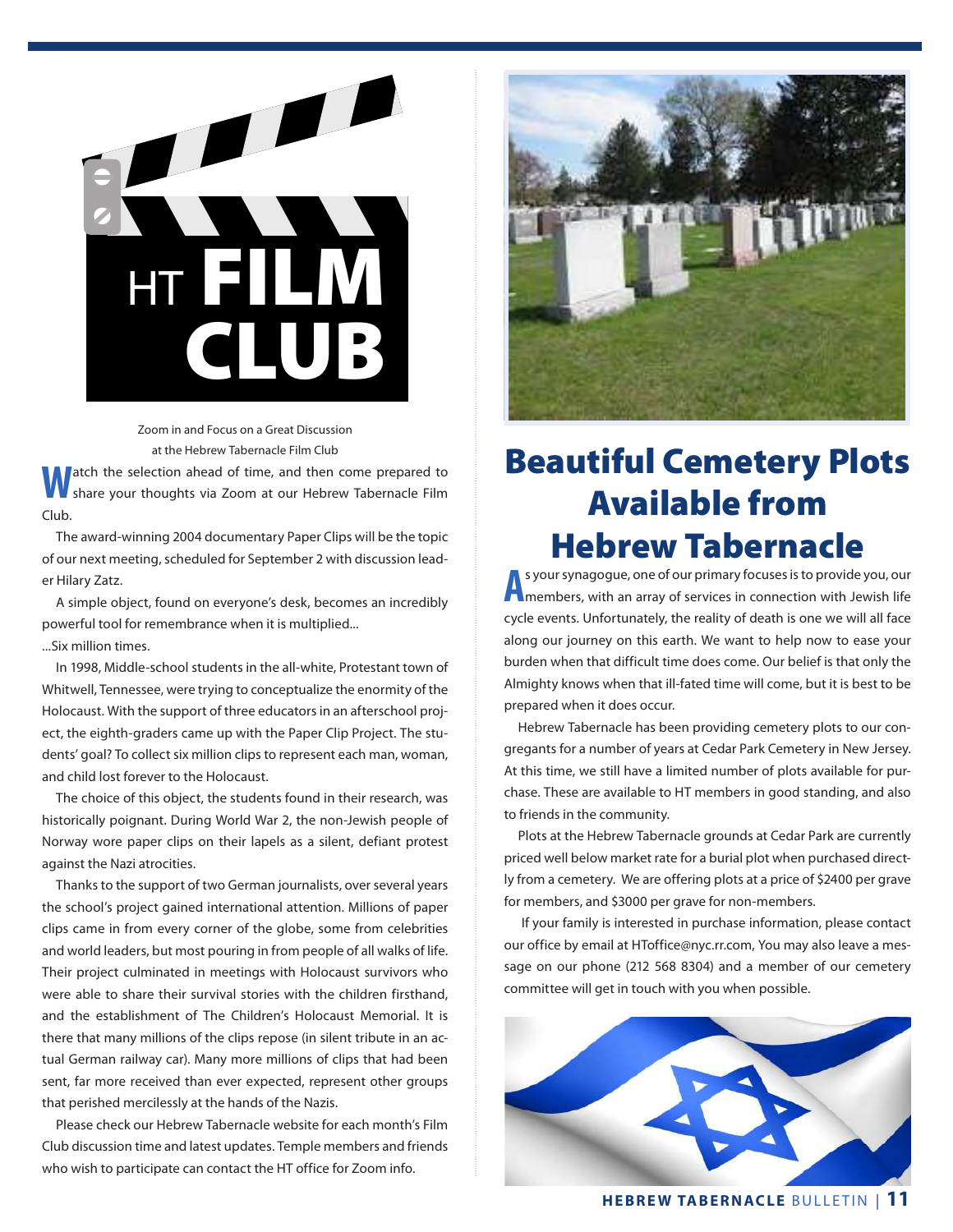# HT FILM CLUB

Zoom in and Focus on a Great Discussion
at the Hebrew Tabernacle Film Club

Watch the selection ahead of time, and then come prepared to share your thoughts via Zoom at our Hebrew Tabernacle Film Club.

The award-winning 2004 documentary Paper Clips will be the topic of our next meeting, scheduled for September 2 with discussion leader Hilary Zatz.

A simple object, found on everyone's desk, becomes an incredibly powerful tool for remembrance when it is multiplied...

...Six million times.

In 1998, Middle-school students in the all-white, Protestant town of Whitwell, Tennessee, were trying to conceptualize the enormity of the Holocaust. With the support of three educators in an afterschool project, the eighth-graders came up with the Paper Clip Project. The students' goal? To collect six million clips to represent each man, woman, and child lost forever to the Holocaust.

The choice of this object, the students found in their research, was historically poignant. During World War 2, the non-Jewish people of Norway wore paper clips on their lapels as a silent, defiant protest against the Nazi atrocities.

Thanks to the support of two German journalists, over several years the school's project gained international attention. Millions of paper clips came in from every corner of the globe, some from celebrities and world leaders, but most pouring in from people of all walks of life. Their project culminated in meetings with Holocaust survivors who were able to share their survival stories with the children firsthand, and the establishment of The Children's Holocaust Memorial. It is there that many millions of the clips repose (in silent tribute in an actual German railway car). Many more millions of clips that had been sent, far more received than ever expected, represent other groups that perished mercilessly at the hands of the Nazis.

Please check our Hebrew Tabernacle website for each month's Film Club discussion time and latest updates. Temple members and friends who wish to participate can contact the HT office for Zoom info.

# Beautiful Cemetery Plots Available from Hebrew Tabernacle

As your synagogue, one of our primary focuses is to provide you, our members, with an array of services in connection with Jewish life cycle events. Unfortunately, the reality of death is one we will all face along our journey on this earth. We want to help now to ease your burden when that difficult time does come. Our belief is that only the Almighty knows when that ill-fated time will come, but it is best to be prepared when it does occur.

Hebrew Tabernacle has been providing cemetery plots to our congregants for a number of years at Cedar Park Cemetery in New Jersey. At this time, we still have a limited number of plots available for purchase. These are available to HT members in good standing, and also to friends in the community.

Plots at the Hebrew Tabernacle grounds at Cedar Park are currently priced well below market rate for a burial plot when purchased directly from a cemetery. We are offering plots at a price of $2400 per grave for members, and $3000 per grave for non-members.

If your family is interested in purchase information, please contact our office by email at HToffice@nyc.rr.com, You may also leave a message on our phone (212 568 8304) and a member of our cemetery committee will get in touch with you when possible.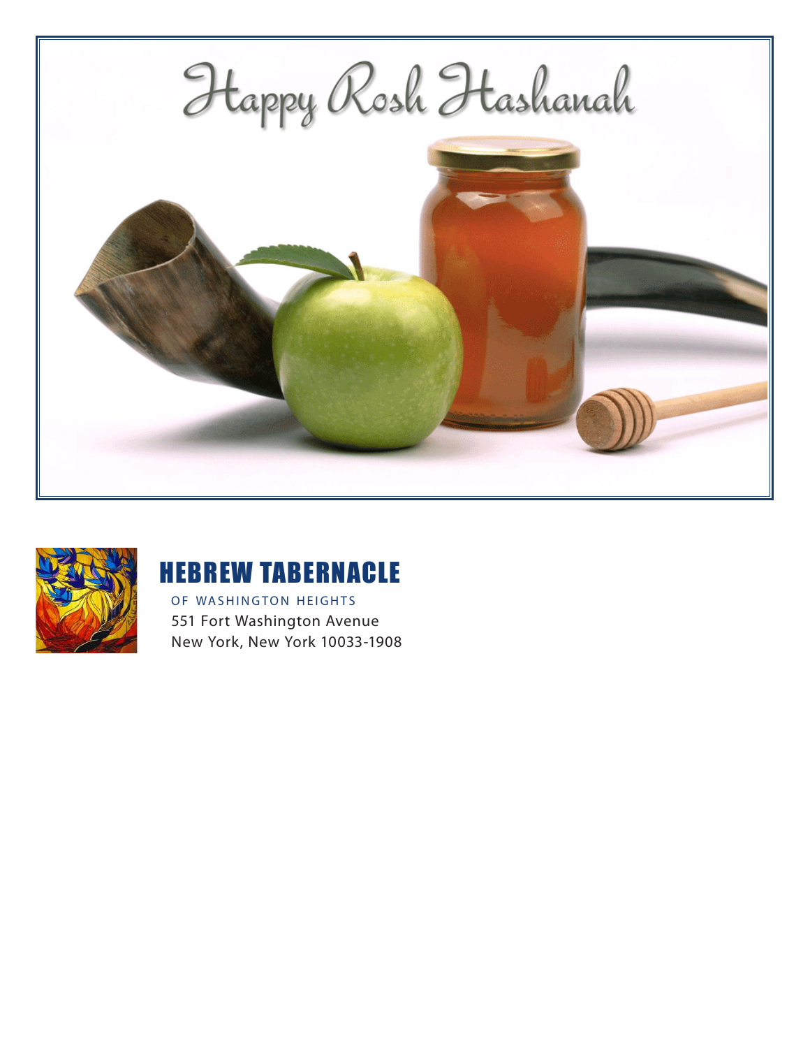Happy Rosh Hashanah

**HEBREW TABERNACLE**

OF WASHINGTON HEIGHTS

551 Fort Washington Avenue
New York, New York 10033-1908